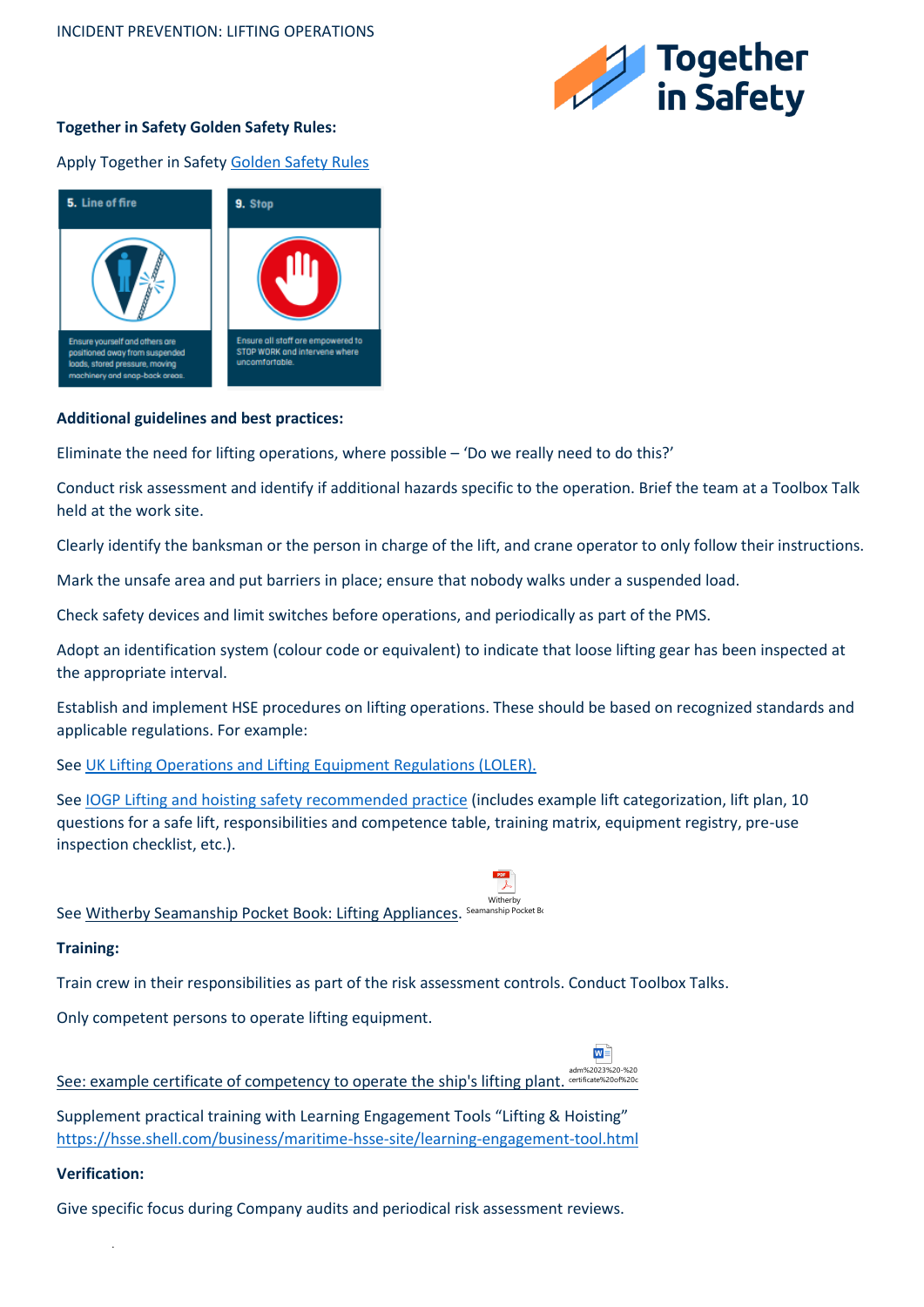INCIDENT PREVENTION: LIFTING OPERATIONS

**Together in Safety Golden Safety Rules:**

Apply Together in Safety Golden Safety Rules

**5. Line of fire**

Ensure yourself and others are positioned away from suspended loads, stored pressure, moving machinery and snap-back areas.

**9. Stop**

Ensure all staff are empowered to STOP WORK and intervene where uncomfortable.

**Additional guidelines and best practices:**

Eliminate the need for lifting operations, where possible – 'Do we really need to do this?'

Conduct risk assessment and identify if additional hazards specific to the operation. Brief the team at a Toolbox Talk held at the work site.

Clearly identify the banksman or the person in charge of the lift, and crane operator to only follow their instructions.

Mark the unsafe area and put barriers in place; ensure that nobody walks under a suspended load.

Check safety devices and limit switches before operations, and periodically as part of the PMS.

Adopt an identification system (colour code or equivalent) to indicate that loose lifting gear has been inspected at the appropriate interval.

Establish and implement HSE procedures on lifting operations. These should be based on recognized standards and applicable regulations. For example:

See UK Lifting Operations and Lifting Equipment Regulations (LOLER).

See IOGP Lifting and hoisting safety recommended practice (includes example lift categorization, lift plan, 10 questions for a safe lift, responsibilities and competence table, training matrix, equipment registry, pre-use inspection checklist, etc.).

See Witherby Seamanship Pocket Book: Lifting Appliances.

**Training:**

Train crew in their responsibilities as part of the risk assessment controls. Conduct Toolbox Talks.

Only competent persons to operate lifting equipment.

See: example certificate of competency to operate the ship's lifting plant.

Supplement practical training with Learning Engagement Tools "Lifting & Hoisting" https://hsse.shell.com/business/maritime-hsse-site/learning-engagement-tool.html

**Verification:**

Give specific focus during Company audits and periodical risk assessment reviews.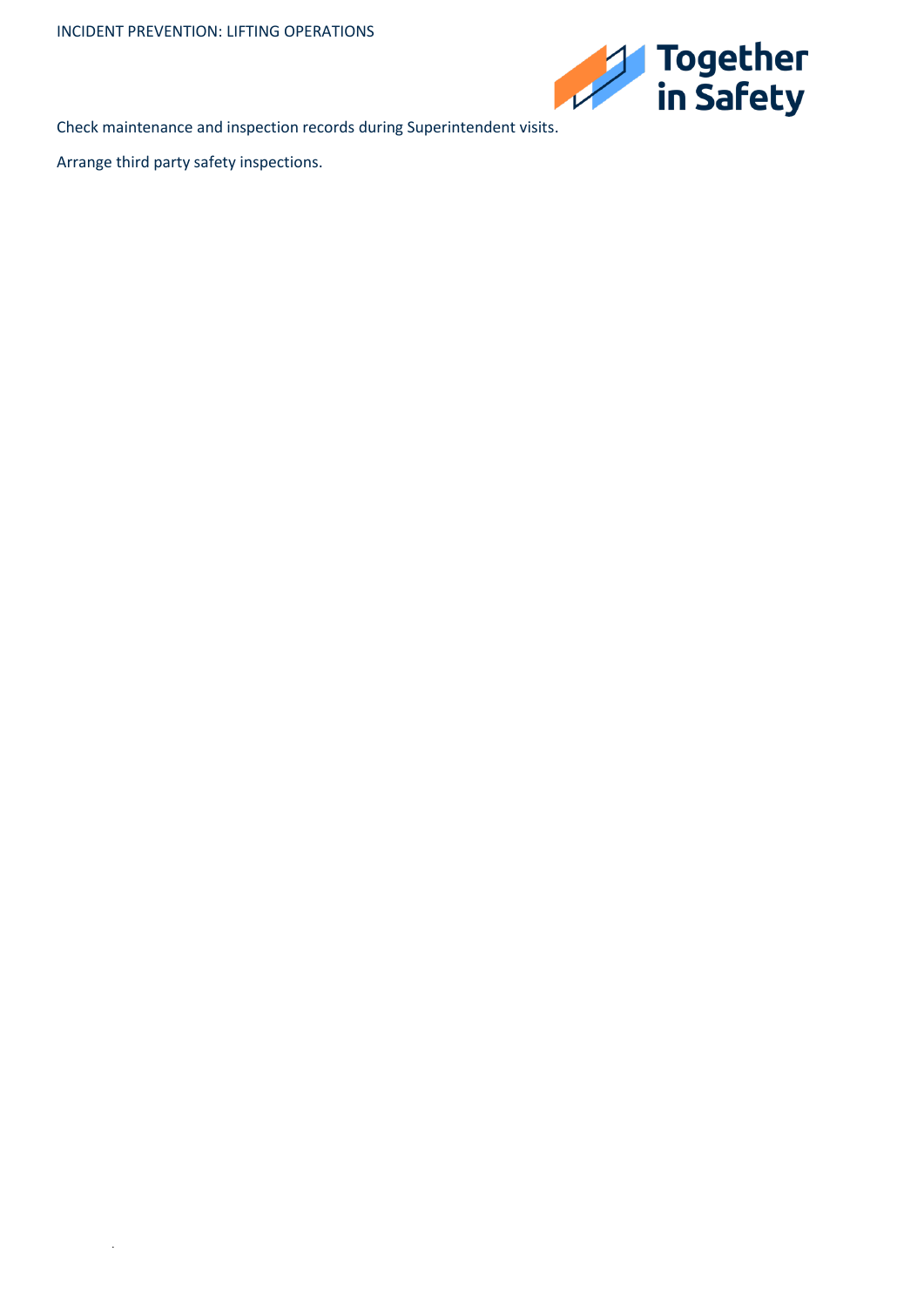Check maintenance and inspection records during Superintendent visits.

Arrange third party safety inspections.